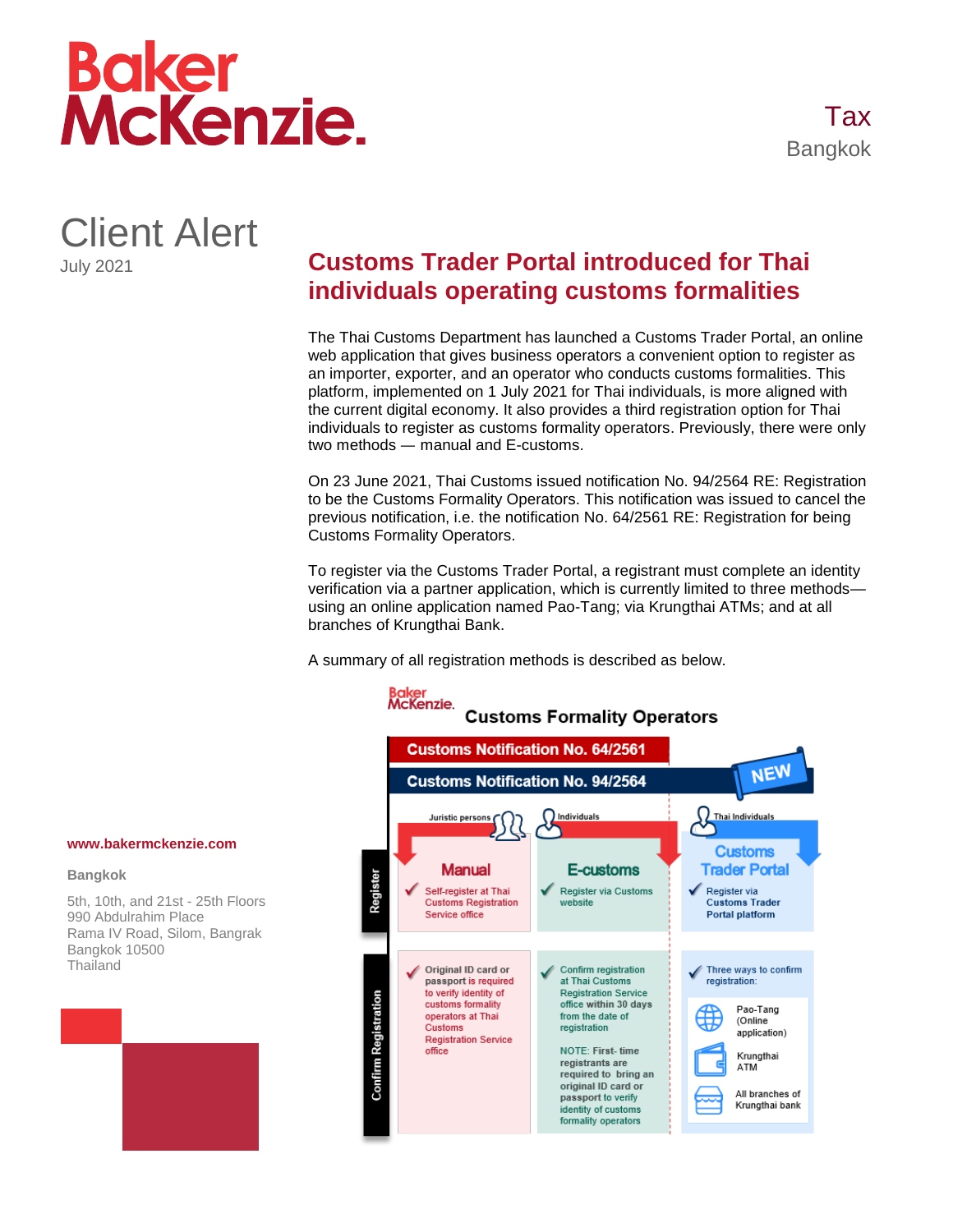# Baker McKenzie.

Tax
Bangkok

## Client Alert

July 2021

# Customs Trader Portal introduced for Thai individuals operating customs formalities

The Thai Customs Department has launched a Customs Trader Portal, an online web application that gives business operators a convenient option to register as an importer, exporter, and an operator who conducts customs formalities. This platform, implemented on 1 July 2021 for Thai individuals, is more aligned with the current digital economy. It also provides a third registration option for Thai individuals to register as customs formality operators. Previously, there were only two methods — manual and E-customs.

On 23 June 2021, Thai Customs issued notification No. 94/2564 RE: Registration to be the Customs Formality Operators. This notification was issued to cancel the previous notification, i.e. the notification No. 64/2561 RE: Registration for being Customs Formality Operators.

To register via the Customs Trader Portal, a registrant must complete an identity verification via a partner application, which is currently limited to three methods—using an online application named Pao-Tang; via Krungthai ATMs; and at all branches of Krungthai Bank.

A summary of all registration methods is described as below.

**Customs Formality Operators**

Customs Notification No. 64/2561

Customs Notification No. 94/2564 — NEW

| | Manual (Juristic persons) | E-customs (Individuals) | Customs Trader Portal (Thai Individuals) |
|---|---|---|---|
| Register | Self-register at Thai Customs Registration Service office | Register via Customs website | Register via Customs Trader Portal platform |
| Confirm Registration | Original ID card or passport is required to verify identity of customs formality operators at Thai Customs Registration Service office | Confirm registration at Thai Customs Registration Service office within 30 days from the date of registration<br><br>NOTE: First- time registrants are required to bring an original ID card or passport to verify identity of customs formality operators | Three ways to confirm registration:<br>Pao-Tang (Online application)<br>Krungthai ATM<br>All branches of Krungthai bank |

www.bakermckenzie.com

**Bangkok**

5th, 10th, and 21st - 25th Floors
990 Abdulrahim Place
Rama IV Road, Silom, Bangrak
Bangkok 10500
Thailand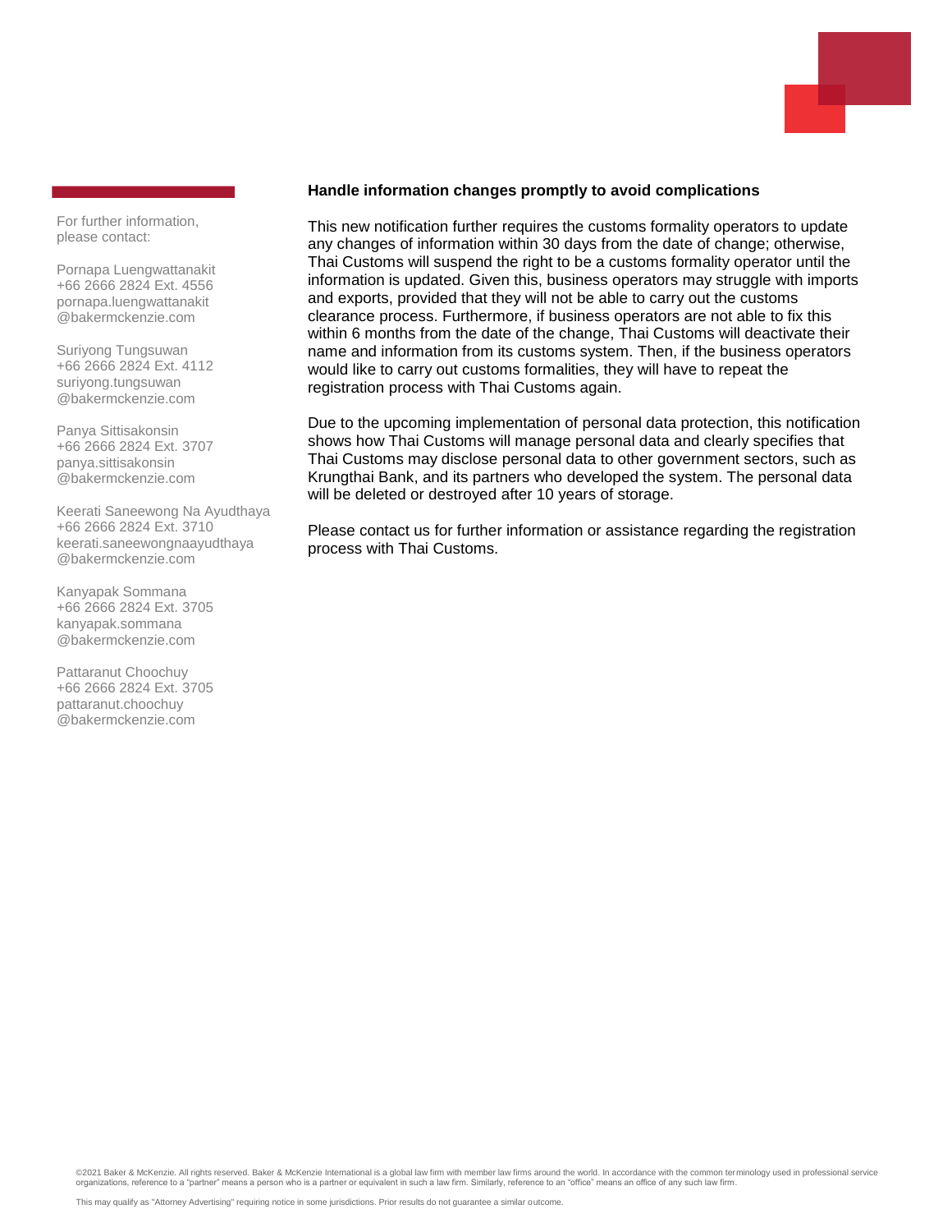### Handle information changes promptly to avoid complications

This new notification further requires the customs formality operators to update any changes of information within 30 days from the date of change; otherwise, Thai Customs will suspend the right to be a customs formality operator until the information is updated. Given this, business operators may struggle with imports and exports, provided that they will not be able to carry out the customs clearance process. Furthermore, if business operators are not able to fix this within 6 months from the date of the change, Thai Customs will deactivate their name and information from its customs system. Then, if the business operators would like to carry out customs formalities, they will have to repeat the registration process with Thai Customs again.

Due to the upcoming implementation of personal data protection, this notification shows how Thai Customs will manage personal data and clearly specifies that Thai Customs may disclose personal data to other government sectors, such as Krungthai Bank, and its partners who developed the system. The personal data will be deleted or destroyed after 10 years of storage.

Please contact us for further information or assistance regarding the registration process with Thai Customs.

For further information, please contact:

Pornapa Luengwattanakit
+66 2666 2824 Ext. 4556
pornapa.luengwattanakit@bakermckenzie.com

Suriyong Tungsuwan
+66 2666 2824 Ext. 4112
suriyong.tungsuwan@bakermckenzie.com

Panya Sittisakonsin
+66 2666 2824 Ext. 3707
panya.sittisakonsin@bakermckenzie.com

Keerati Saneewong Na Ayudthaya
+66 2666 2824 Ext. 3710
keerati.saneewongnaayudthaya@bakermckenzie.com

Kanyapak Sommana
+66 2666 2824 Ext. 3705
kanyapak.sommana@bakermckenzie.com

Pattaranut Choochuy
+66 2666 2824 Ext. 3705
pattaranut.choochuy@bakermckenzie.com

©2021 Baker & McKenzie. All rights reserved. Baker & McKenzie International is a global law firm with member law firms around the world. In accordance with the common terminology used in professional service organizations, reference to a "partner" means a person who is a partner or equivalent in such a law firm. Similarly, reference to an "office" means an office of any such law firm.

This may qualify as "Attorney Advertising" requiring notice in some jurisdictions. Prior results do not guarantee a similar outcome.